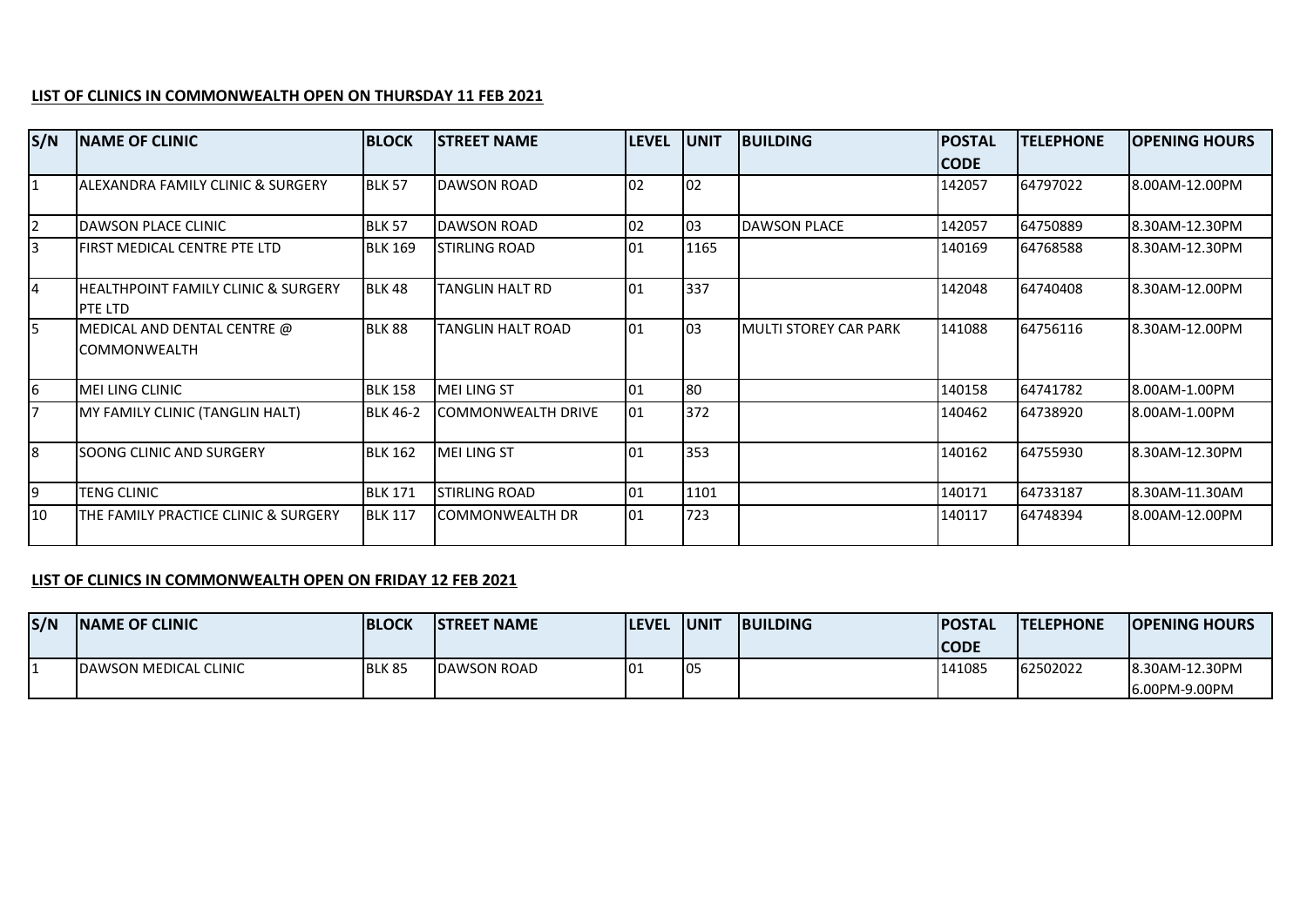**LIST OF CLINICS IN COMMONWEALTH OPEN ON THURSDAY 11 FEB 2021**

| S/N | NAME OF CLINIC | BLOCK | STREET NAME | LEVEL | UNIT | BUILDING | POSTAL CODE | TELEPHONE | OPENING HOURS |
|---|---|---|---|---|---|---|---|---|---|
| 1 | ALEXANDRA FAMILY CLINIC & SURGERY | BLK 57 | DAWSON ROAD | 02 | 02 | | 142057 | 64797022 | 8.00AM-12.00PM |
| 2 | DAWSON PLACE CLINIC | BLK 57 | DAWSON ROAD | 02 | 03 | DAWSON PLACE | 142057 | 64750889 | 8.30AM-12.30PM |
| 3 | FIRST MEDICAL CENTRE PTE LTD | BLK 169 | STIRLING ROAD | 01 | 1165 | | 140169 | 64768588 | 8.30AM-12.30PM |
| 4 | HEALTHPOINT FAMILY CLINIC & SURGERY PTE LTD | BLK 48 | TANGLIN HALT RD | 01 | 337 | | 142048 | 64740408 | 8.30AM-12.00PM |
| 5 | MEDICAL AND DENTAL CENTRE @ COMMONWEALTH | BLK 88 | TANGLIN HALT ROAD | 01 | 03 | MULTI STOREY CAR PARK | 141088 | 64756116 | 8.30AM-12.00PM |
| 6 | MEI LING CLINIC | BLK 158 | MEI LING ST | 01 | 80 | | 140158 | 64741782 | 8.00AM-1.00PM |
| 7 | MY FAMILY CLINIC (TANGLIN HALT) | BLK 46-2 | COMMONWEALTH DRIVE | 01 | 372 | | 140462 | 64738920 | 8.00AM-1.00PM |
| 8 | SOONG CLINIC AND SURGERY | BLK 162 | MEI LING ST | 01 | 353 | | 140162 | 64755930 | 8.30AM-12.30PM |
| 9 | TENG CLINIC | BLK 171 | STIRLING ROAD | 01 | 1101 | | 140171 | 64733187 | 8.30AM-11.30AM |
| 10 | THE FAMILY PRACTICE CLINIC & SURGERY | BLK 117 | COMMONWEALTH DR | 01 | 723 | | 140117 | 64748394 | 8.00AM-12.00PM |

**LIST OF CLINICS IN COMMONWEALTH OPEN ON FRIDAY 12 FEB 2021**

| S/N | NAME OF CLINIC | BLOCK | STREET NAME | LEVEL | UNIT | BUILDING | POSTAL CODE | TELEPHONE | OPENING HOURS |
|---|---|---|---|---|---|---|---|---|---|
| 1 | DAWSON MEDICAL CLINIC | BLK 85 | DAWSON ROAD | 01 | 05 | | 141085 | 62502022 | 8.30AM-12.30PM 6.00PM-9.00PM |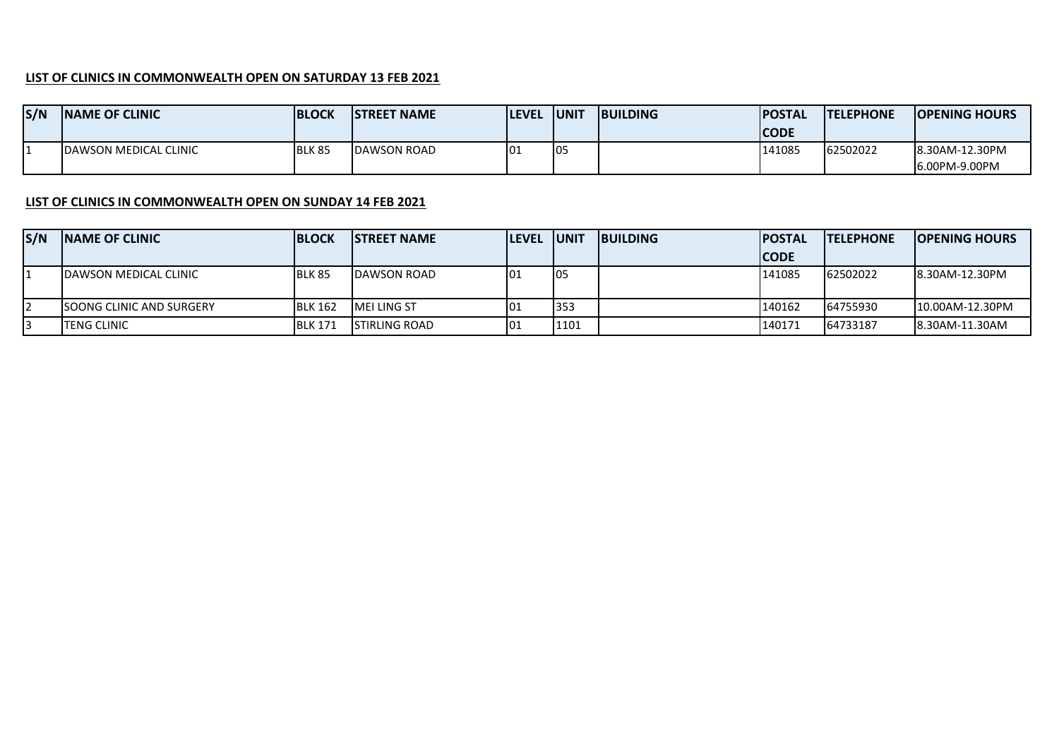**LIST OF CLINICS IN COMMONWEALTH OPEN ON SATURDAY 13 FEB 2021**

| S/N | NAME OF CLINIC | BLOCK | STREET NAME | LEVEL | UNIT | BUILDING | POSTAL CODE | TELEPHONE | OPENING HOURS |
|---|---|---|---|---|---|---|---|---|---|
| 1 | DAWSON MEDICAL CLINIC | BLK 85 | DAWSON ROAD | 01 | 05 | | 141085 | 62502022 | 8.30AM-12.30PM 6.00PM-9.00PM |

**LIST OF CLINICS IN COMMONWEALTH OPEN ON SUNDAY 14 FEB 2021**

| S/N | NAME OF CLINIC | BLOCK | STREET NAME | LEVEL | UNIT | BUILDING | POSTAL CODE | TELEPHONE | OPENING HOURS |
|---|---|---|---|---|---|---|---|---|---|
| 1 | DAWSON MEDICAL CLINIC | BLK 85 | DAWSON ROAD | 01 | 05 | | 141085 | 62502022 | 8.30AM-12.30PM |
| 2 | SOONG CLINIC AND SURGERY | BLK 162 | MEI LING ST | 01 | 353 | | 140162 | 64755930 | 10.00AM-12.30PM |
| 3 | TENG CLINIC | BLK 171 | STIRLING ROAD | 01 | 1101 | | 140171 | 64733187 | 8.30AM-11.30AM |